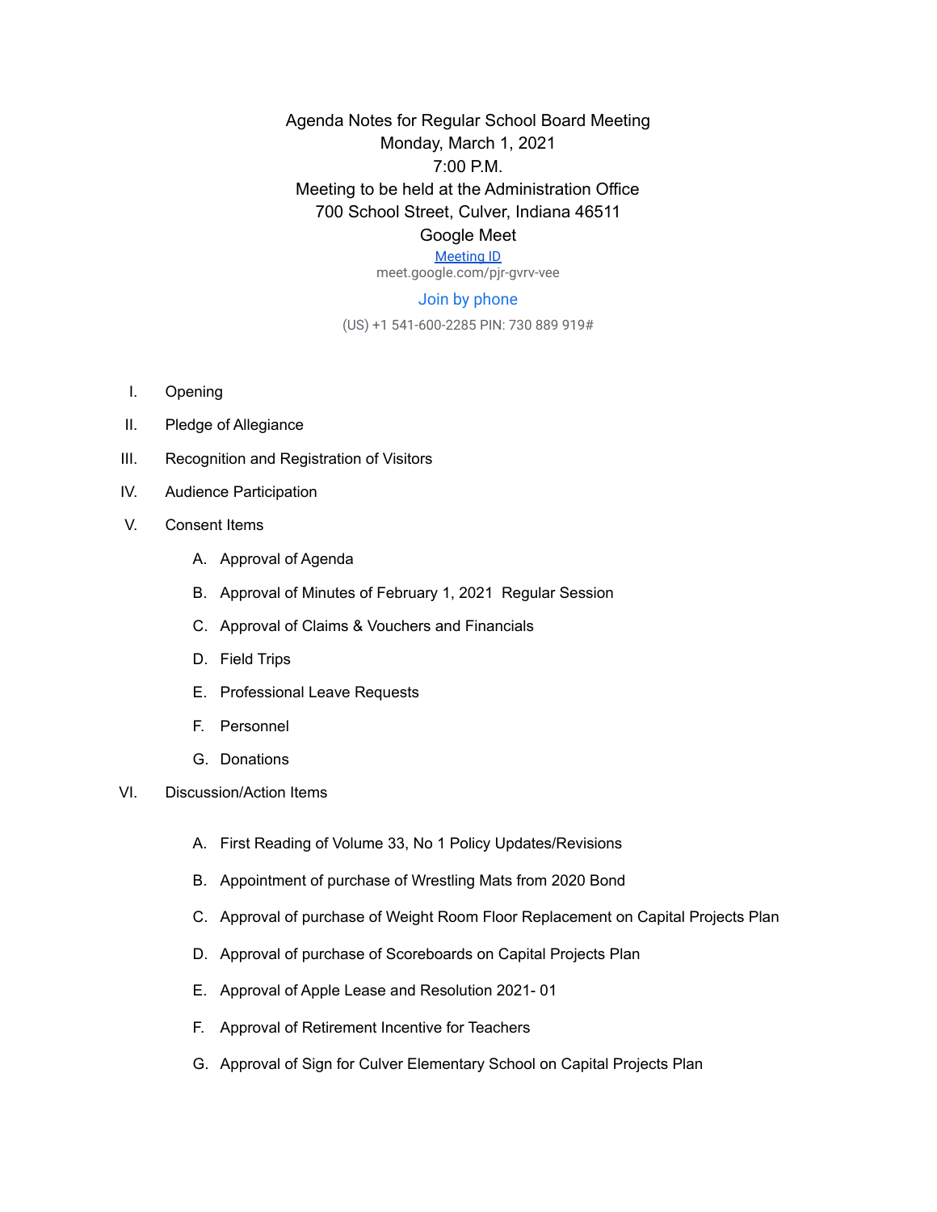Agenda Notes for Regular School Board Meeting
Monday, March 1, 2021
7:00 P.M.
Meeting to be held at the Administration Office
700 School Street, Culver, Indiana 46511
Google Meet
Meeting ID
meet.google.com/pjr-gvrv-vee

Join by phone

(US) +1 541-600-2285 PIN: 730 889 919#

I. Opening

II. Pledge of Allegiance

III. Recognition and Registration of Visitors

IV. Audience Participation

V. Consent Items

   A. Approval of Agenda

   B. Approval of Minutes of February 1, 2021 Regular Session

   C. Approval of Claims & Vouchers and Financials

   D. Field Trips

   E. Professional Leave Requests

   F. Personnel

   G. Donations

VI. Discussion/Action Items

   A. First Reading of Volume 33, No 1 Policy Updates/Revisions

   B. Appointment of purchase of Wrestling Mats from 2020 Bond

   C. Approval of purchase of Weight Room Floor Replacement on Capital Projects Plan

   D. Approval of purchase of Scoreboards on Capital Projects Plan

   E. Approval of Apple Lease and Resolution 2021- 01

   F. Approval of Retirement Incentive for Teachers

   G. Approval of Sign for Culver Elementary School on Capital Projects Plan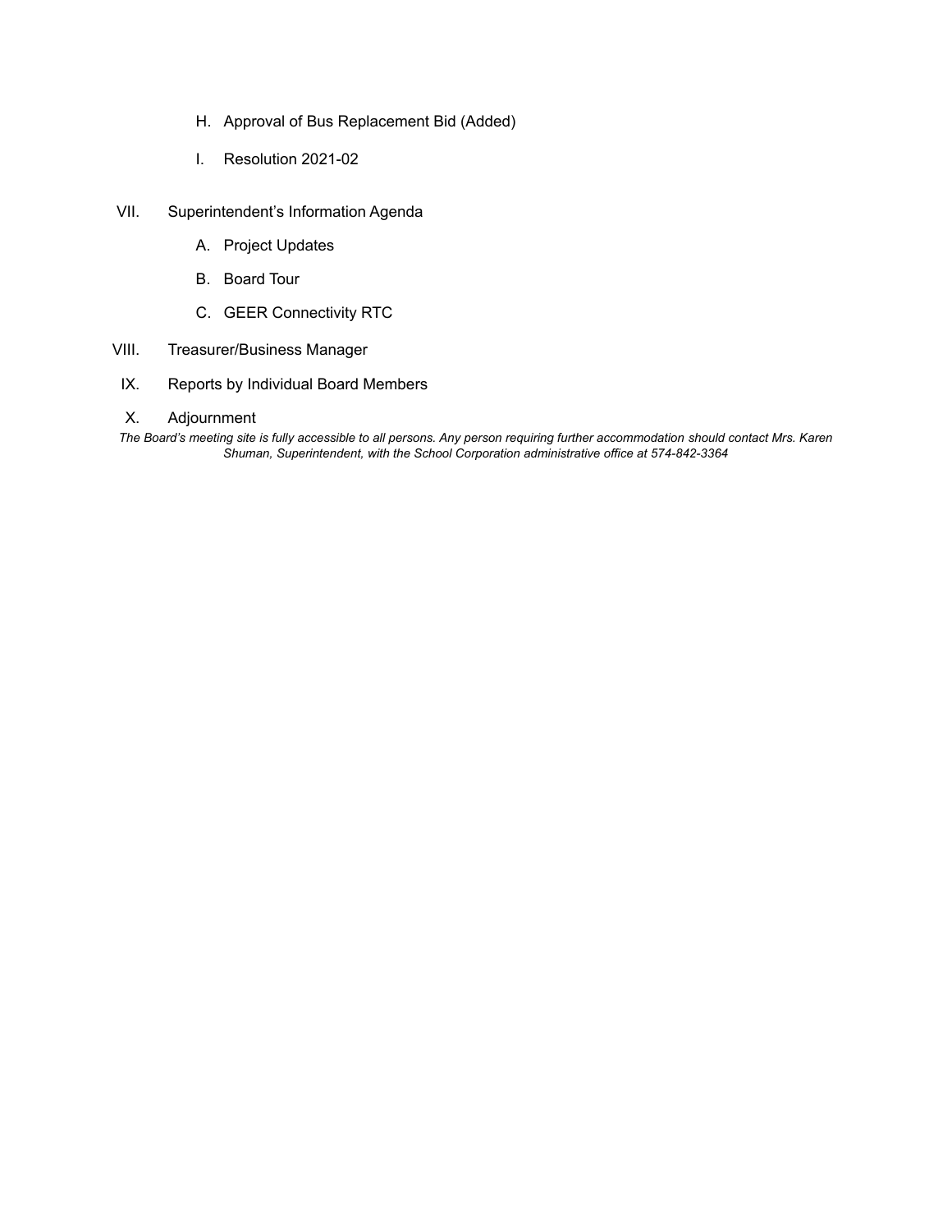H. Approval of Bus Replacement Bid (Added)

I. Resolution 2021-02

VII. Superintendent's Information Agenda

A. Project Updates

B. Board Tour

C. GEER Connectivity RTC

VIII. Treasurer/Business Manager

IX. Reports by Individual Board Members

X. Adjournment

*The Board's meeting site is fully accessible to all persons. Any person requiring further accommodation should contact Mrs. Karen Shuman, Superintendent, with the School Corporation administrative office at 574-842-3364*